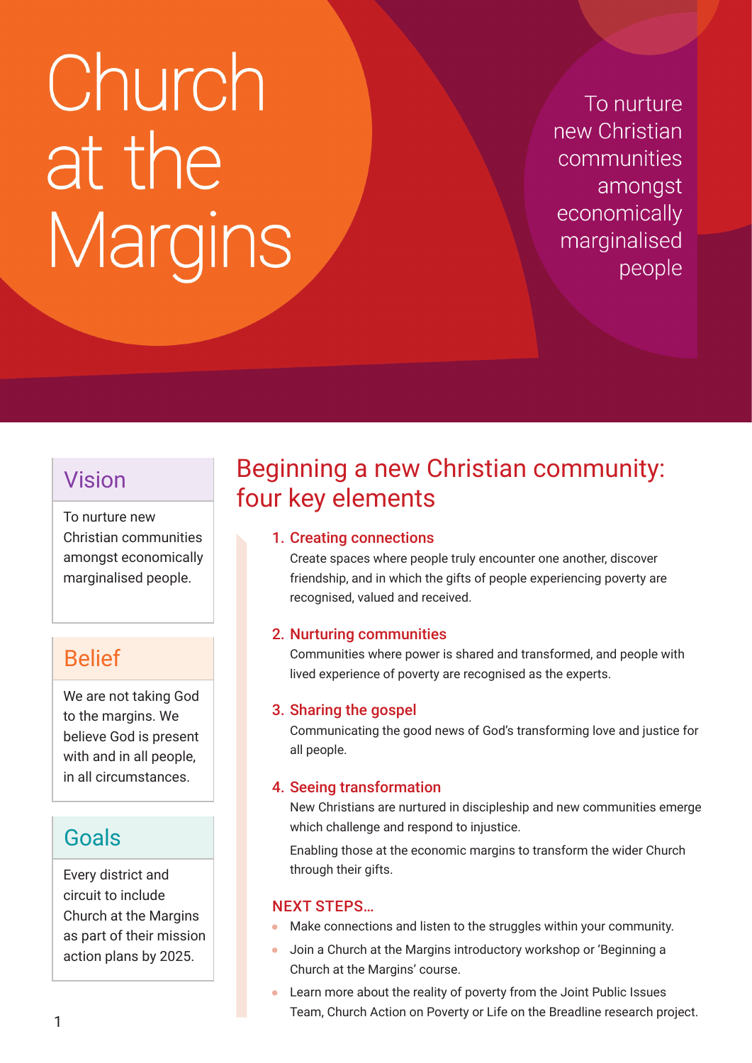# Church at the Margins

To nurture new Christian communities amongst economically marginalised people

## Vision

To nurture new Christian communities amongst economically marginalised people.

## Belief

We are not taking God to the margins. We believe God is present with and in all people, in all circumstances.

## Goals

Every district and circuit to include Church at the Margins as part of their mission action plans by 2025.

## Beginning a new Christian community: four key elements

### 1. Creating connections

Create spaces where people truly encounter one another, discover friendship, and in which the gifts of people experiencing poverty are recognised, valued and received.

### 2. Nurturing communities

Communities where power is shared and transformed, and people with lived experience of poverty are recognised as the experts.

### 3. Sharing the gospel

Communicating the good news of God's transforming love and justice for all people.

### 4. Seeing transformation

New Christians are nurtured in discipleship and new communities emerge which challenge and respond to injustice.

Enabling those at the economic margins to transform the wider Church through their gifts.

### NEXT STEPS…

- Make connections and listen to the struggles within your community.
- Join a Church at the Margins introductory workshop or 'Beginning a Church at the Margins' course.
- Learn more about the reality of poverty from the Joint Public Issues Team, Church Action on Poverty or Life on the Breadline research project.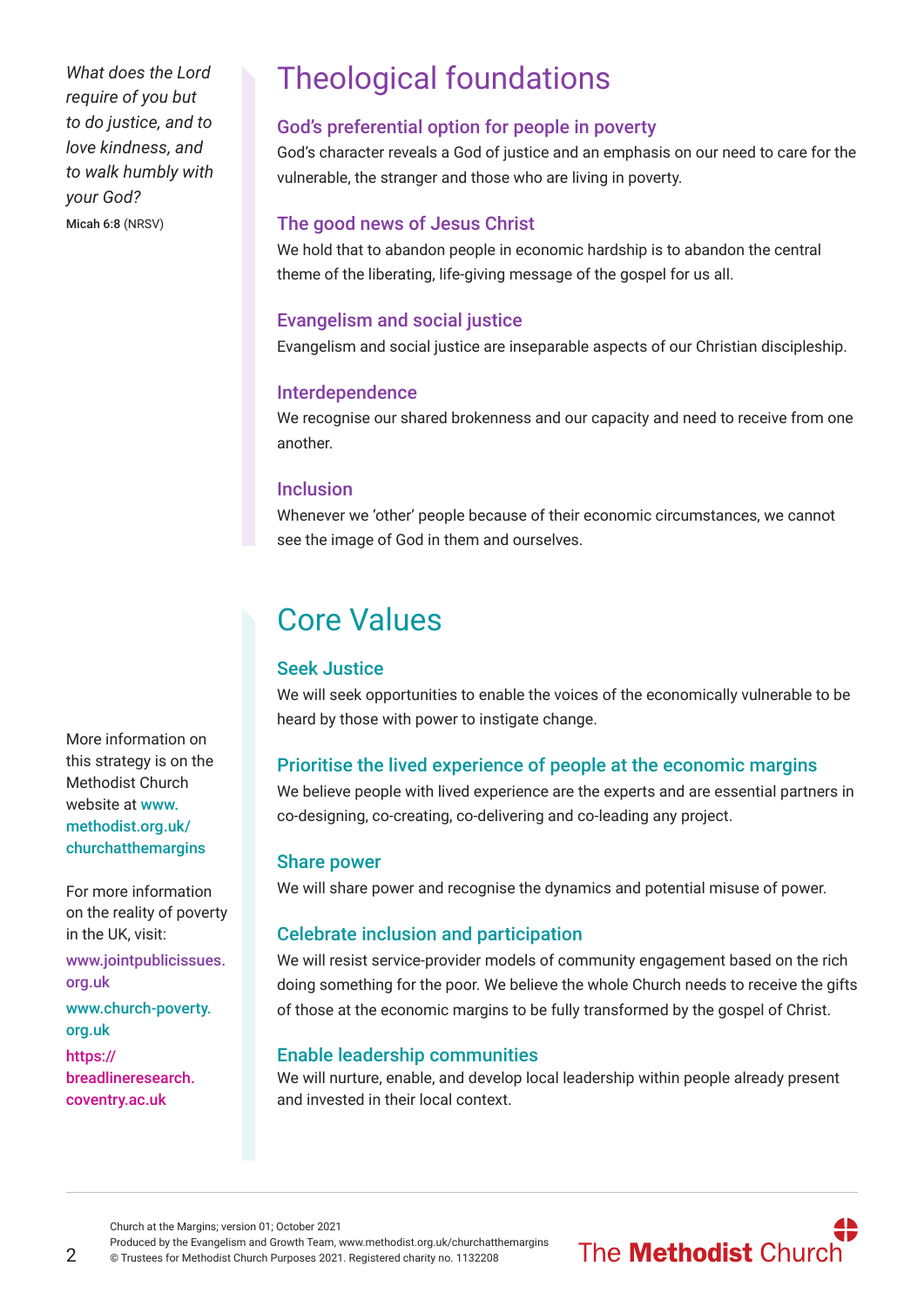*What does the Lord require of you but to do justice, and to love kindness, and to walk humbly with your God?*
Micah 6:8 (NRSV)

# Theological foundations

### God's preferential option for people in poverty

God's character reveals a God of justice and an emphasis on our need to care for the vulnerable, the stranger and those who are living in poverty.

### The good news of Jesus Christ

We hold that to abandon people in economic hardship is to abandon the central theme of the liberating, life-giving message of the gospel for us all.

### Evangelism and social justice

Evangelism and social justice are inseparable aspects of our Christian discipleship.

### Interdependence

We recognise our shared brokenness and our capacity and need to receive from one another.

### Inclusion

Whenever we 'other' people because of their economic circumstances, we cannot see the image of God in them and ourselves.

# Core Values

### Seek Justice

We will seek opportunities to enable the voices of the economically vulnerable to be heard by those with power to instigate change.

### Prioritise the lived experience of people at the economic margins

We believe people with lived experience are the experts and are essential partners in co-designing, co-creating, co-delivering and co-leading any project.

### Share power

We will share power and recognise the dynamics and potential misuse of power.

### Celebrate inclusion and participation

We will resist service-provider models of community engagement based on the rich doing something for the poor. We believe the whole Church needs to receive the gifts of those at the economic margins to be fully transformed by the gospel of Christ.

### Enable leadership communities

We will nurture, enable, and develop local leadership within people already present and invested in their local context.

More information on this strategy is on the Methodist Church website at www.methodist.org.uk/churchatthemargins

For more information on the reality of poverty in the UK, visit:

www.jointpublicissues.org.uk

www.church-poverty.org.uk

https://breadlineresearch.coventry.ac.uk

Church at the Margins; version 01; October 2021
Produced by the Evangelism and Growth Team, www.methodist.org.uk/churchatthemargins
© Trustees for Methodist Church Purposes 2021. Registered charity no. 1132208

The Methodist Church